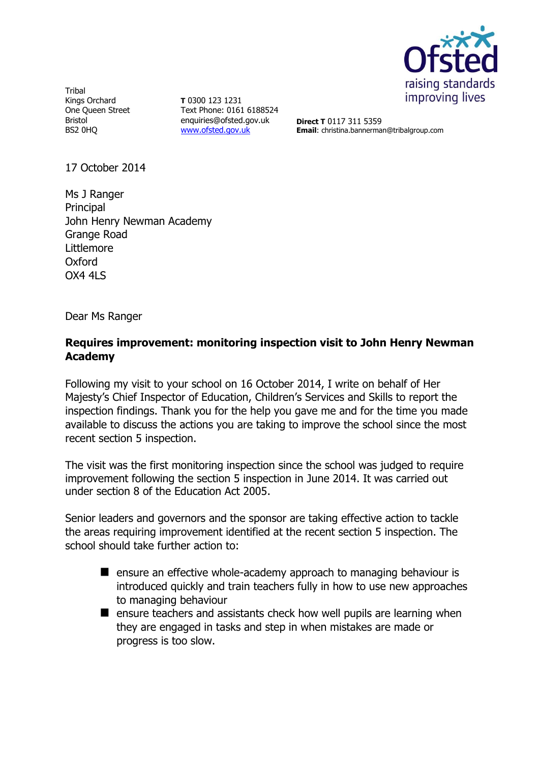Tribal
Kings Orchard
One Queen Street
Bristol
BS2 0HQ

**T** 0300 123 1231
Text Phone: 0161 6188524
enquiries@ofsted.gov.uk
[www.ofsted.gov.uk](http://www.ofsted.gov.uk)

**Direct T** 0117 311 5359
**Email**: christina.bannerman@tribalgroup.com

17 October 2014

Ms J Ranger
Principal
John Henry Newman Academy
Grange Road
Littlemore
Oxford
OX4 4LS

Dear Ms Ranger

**Requires improvement: monitoring inspection visit to John Henry Newman Academy**

Following my visit to your school on 16 October 2014, I write on behalf of Her Majesty's Chief Inspector of Education, Children's Services and Skills to report the inspection findings. Thank you for the help you gave me and for the time you made available to discuss the actions you are taking to improve the school since the most recent section 5 inspection.

The visit was the first monitoring inspection since the school was judged to require improvement following the section 5 inspection in June 2014. It was carried out under section 8 of the Education Act 2005.

Senior leaders and governors and the sponsor are taking effective action to tackle the areas requiring improvement identified at the recent section 5 inspection. The school should take further action to:

- ensure an effective whole-academy approach to managing behaviour is introduced quickly and train teachers fully in how to use new approaches to managing behaviour
- ensure teachers and assistants check how well pupils are learning when they are engaged in tasks and step in when mistakes are made or progress is too slow.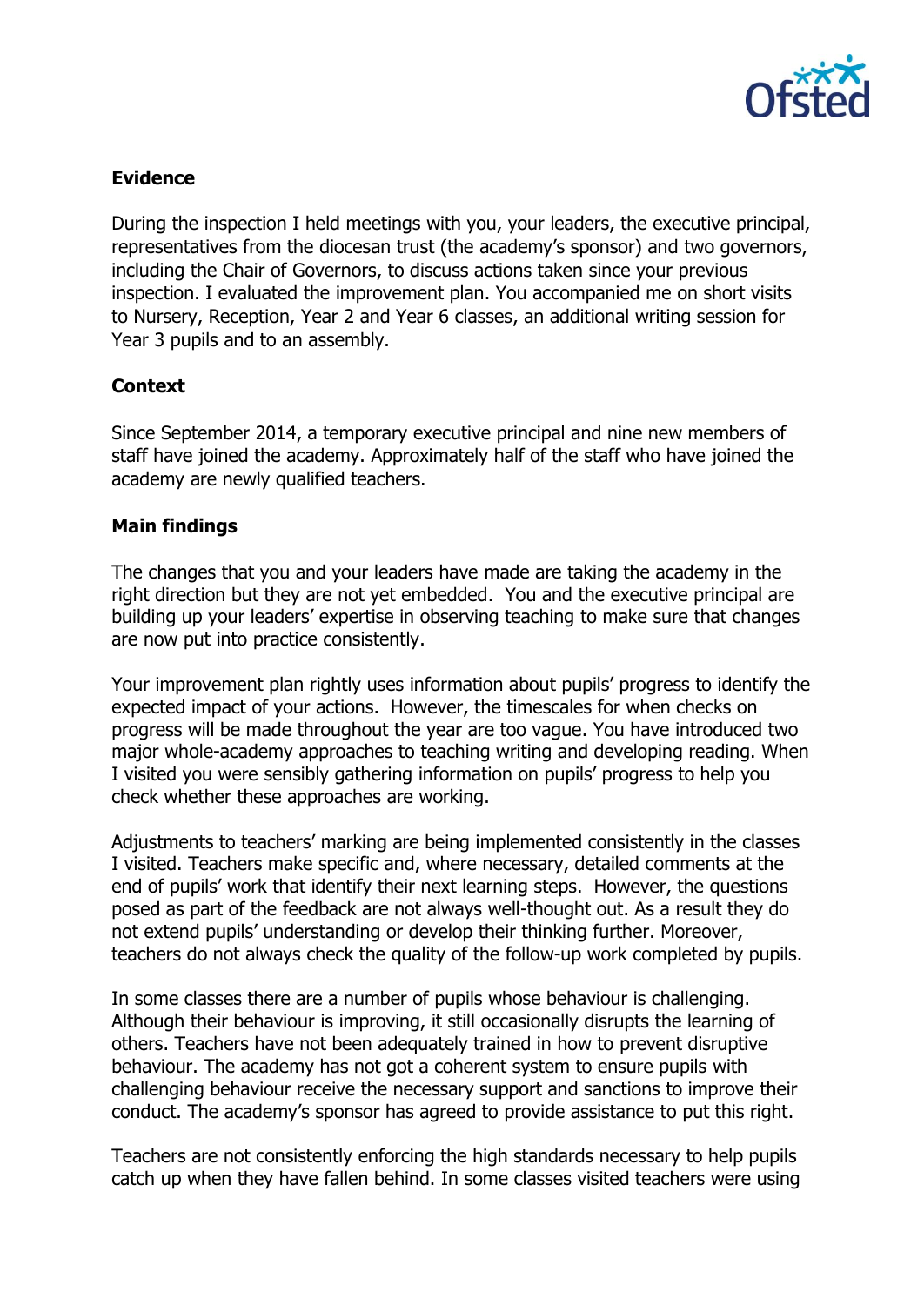## Evidence

During the inspection I held meetings with you, your leaders, the executive principal, representatives from the diocesan trust (the academy's sponsor) and two governors, including the Chair of Governors, to discuss actions taken since your previous inspection. I evaluated the improvement plan. You accompanied me on short visits to Nursery, Reception, Year 2 and Year 6 classes, an additional writing session for Year 3 pupils and to an assembly.

## Context

Since September 2014, a temporary executive principal and nine new members of staff have joined the academy. Approximately half of the staff who have joined the academy are newly qualified teachers.

## Main findings

The changes that you and your leaders have made are taking the academy in the right direction but they are not yet embedded. You and the executive principal are building up your leaders' expertise in observing teaching to make sure that changes are now put into practice consistently.

Your improvement plan rightly uses information about pupils' progress to identify the expected impact of your actions. However, the timescales for when checks on progress will be made throughout the year are too vague. You have introduced two major whole-academy approaches to teaching writing and developing reading. When I visited you were sensibly gathering information on pupils' progress to help you check whether these approaches are working.

Adjustments to teachers' marking are being implemented consistently in the classes I visited. Teachers make specific and, where necessary, detailed comments at the end of pupils' work that identify their next learning steps. However, the questions posed as part of the feedback are not always well-thought out. As a result they do not extend pupils' understanding or develop their thinking further. Moreover, teachers do not always check the quality of the follow-up work completed by pupils.

In some classes there are a number of pupils whose behaviour is challenging. Although their behaviour is improving, it still occasionally disrupts the learning of others. Teachers have not been adequately trained in how to prevent disruptive behaviour. The academy has not got a coherent system to ensure pupils with challenging behaviour receive the necessary support and sanctions to improve their conduct. The academy's sponsor has agreed to provide assistance to put this right.

Teachers are not consistently enforcing the high standards necessary to help pupils catch up when they have fallen behind. In some classes visited teachers were using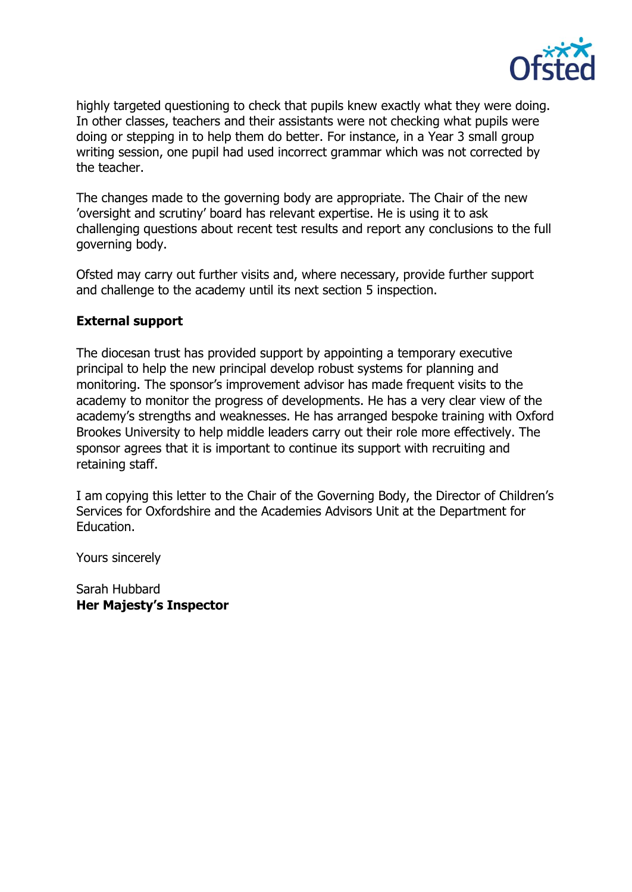highly targeted questioning to check that pupils knew exactly what they were doing. In other classes, teachers and their assistants were not checking what pupils were doing or stepping in to help them do better. For instance, in a Year 3 small group writing session, one pupil had used incorrect grammar which was not corrected by the teacher.

The changes made to the governing body are appropriate. The Chair of the new 'oversight and scrutiny' board has relevant expertise. He is using it to ask challenging questions about recent test results and report any conclusions to the full governing body.

Ofsted may carry out further visits and, where necessary, provide further support and challenge to the academy until its next section 5 inspection.

**External support**

The diocesan trust has provided support by appointing a temporary executive principal to help the new principal develop robust systems for planning and monitoring. The sponsor's improvement advisor has made frequent visits to the academy to monitor the progress of developments. He has a very clear view of the academy's strengths and weaknesses. He has arranged bespoke training with Oxford Brookes University to help middle leaders carry out their role more effectively. The sponsor agrees that it is important to continue its support with recruiting and retaining staff.

I am copying this letter to the Chair of the Governing Body, the Director of Children's Services for Oxfordshire and the Academies Advisors Unit at the Department for Education.

Yours sincerely

Sarah Hubbard
**Her Majesty's Inspector**